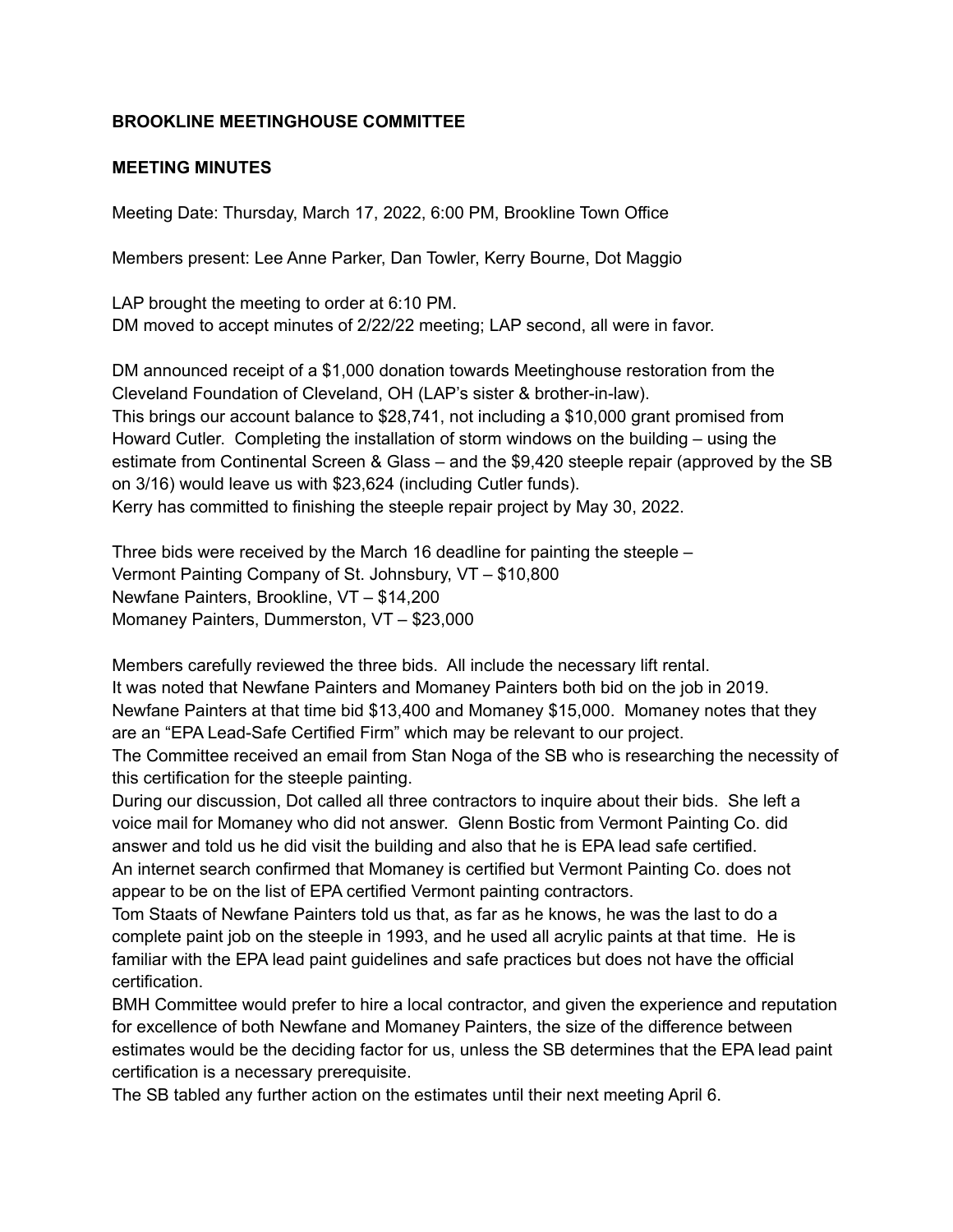**BROOKLINE MEETINGHOUSE COMMITTEE**

**MEETING MINUTES**

Meeting Date: Thursday, March 17, 2022, 6:00 PM, Brookline Town Office

Members present: Lee Anne Parker, Dan Towler, Kerry Bourne, Dot Maggio

LAP brought the meeting to order at 6:10 PM.
DM moved to accept minutes of 2/22/22 meeting; LAP second, all were in favor.

DM announced receipt of a $1,000 donation towards Meetinghouse restoration from the Cleveland Foundation of Cleveland, OH (LAP's sister & brother-in-law).
This brings our account balance to $28,741, not including a $10,000 grant promised from Howard Cutler. Completing the installation of storm windows on the building – using the estimate from Continental Screen & Glass – and the $9,420 steeple repair (approved by the SB on 3/16) would leave us with $23,624 (including Cutler funds).
Kerry has committed to finishing the steeple repair project by May 30, 2022.

Three bids were received by the March 16 deadline for painting the steeple –
Vermont Painting Company of St. Johnsbury, VT – $10,800
Newfane Painters, Brookline, VT – $14,200
Momaney Painters, Dummerston, VT – $23,000

Members carefully reviewed the three bids. All include the necessary lift rental.
It was noted that Newfane Painters and Momaney Painters both bid on the job in 2019. Newfane Painters at that time bid $13,400 and Momaney $15,000. Momaney notes that they are an "EPA Lead-Safe Certified Firm" which may be relevant to our project.
The Committee received an email from Stan Noga of the SB who is researching the necessity of this certification for the steeple painting.
During our discussion, Dot called all three contractors to inquire about their bids. She left a voice mail for Momaney who did not answer. Glenn Bostic from Vermont Painting Co. did answer and told us he did visit the building and also that he is EPA lead safe certified.
An internet search confirmed that Momaney is certified but Vermont Painting Co. does not appear to be on the list of EPA certified Vermont painting contractors.
Tom Staats of Newfane Painters told us that, as far as he knows, he was the last to do a complete paint job on the steeple in 1993, and he used all acrylic paints at that time. He is familiar with the EPA lead paint guidelines and safe practices but does not have the official certification.
BMH Committee would prefer to hire a local contractor, and given the experience and reputation for excellence of both Newfane and Momaney Painters, the size of the difference between estimates would be the deciding factor for us, unless the SB determines that the EPA lead paint certification is a necessary prerequisite.
The SB tabled any further action on the estimates until their next meeting April 6.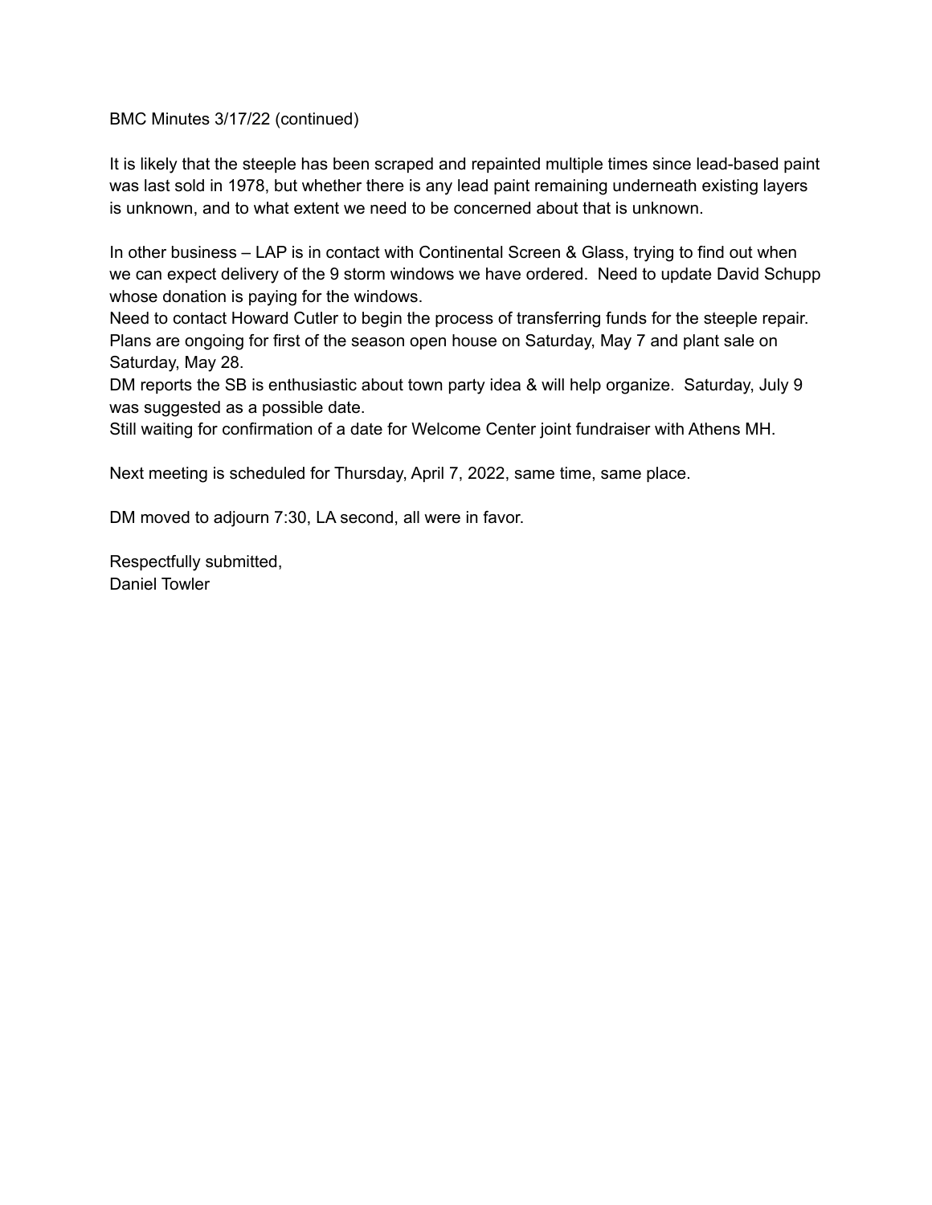BMC Minutes 3/17/22 (continued)

It is likely that the steeple has been scraped and repainted multiple times since lead-based paint was last sold in 1978, but whether there is any lead paint remaining underneath existing layers is unknown, and to what extent we need to be concerned about that is unknown.

In other business – LAP is in contact with Continental Screen & Glass, trying to find out when we can expect delivery of the 9 storm windows we have ordered. Need to update David Schupp whose donation is paying for the windows.
Need to contact Howard Cutler to begin the process of transferring funds for the steeple repair.
Plans are ongoing for first of the season open house on Saturday, May 7 and plant sale on Saturday, May 28.
DM reports the SB is enthusiastic about town party idea & will help organize. Saturday, July 9 was suggested as a possible date.
Still waiting for confirmation of a date for Welcome Center joint fundraiser with Athens MH.

Next meeting is scheduled for Thursday, April 7, 2022, same time, same place.

DM moved to adjourn 7:30, LA second, all were in favor.

Respectfully submitted,
Daniel Towler